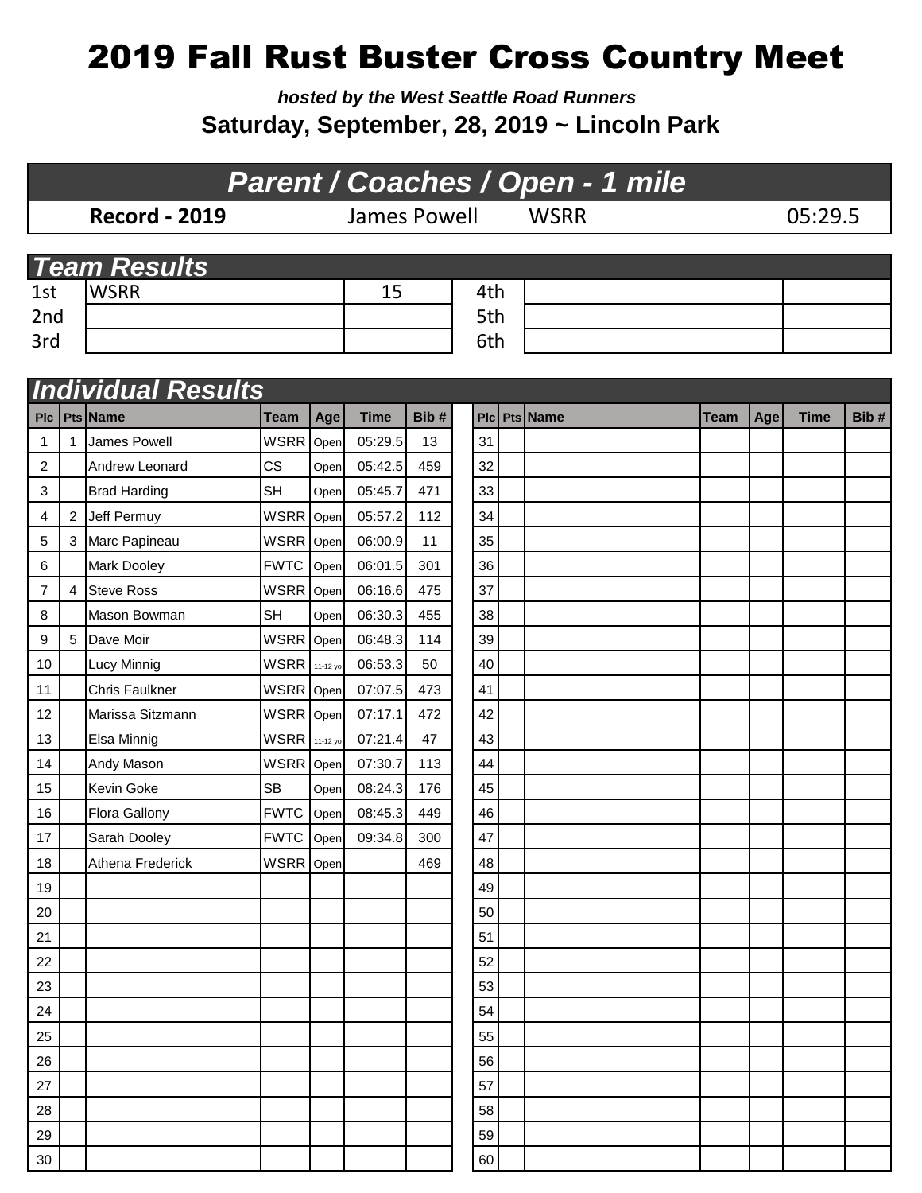# 2019 Fall Rust Buster Cross Country Meet

***hosted by the West Seattle Road Runners***

**Saturday, September, 28, 2019 ~ Lincoln Park**

## *Parent / Coaches / Open - 1 mile*

| **Record - 2019** | James Powell | WSRR | 05:29.5 |
|---|---|---|---|

## *Team Results*

| | | | | | |
|---|---|---|---|---|---|
| 1st | WSRR | 15 | 4th | | |
| 2nd | | | 5th | | |
| 3rd | | | 6th | | |

## *Individual Results*

| Plc | Pts | Name | Team | Age | Time | Bib # |
|---|---|---|---|---|---|---|
| 1 | 1 | James Powell | WSRR | Open | 05:29.5 | 13 |
| 2 | | Andrew Leonard | CS | Open | 05:42.5 | 459 |
| 3 | | Brad Harding | SH | Open | 05:45.7 | 471 |
| 4 | 2 | Jeff Permuy | WSRR | Open | 05:57.2 | 112 |
| 5 | 3 | Marc Papineau | WSRR | Open | 06:00.9 | 11 |
| 6 | | Mark Dooley | FWTC | Open | 06:01.5 | 301 |
| 7 | 4 | Steve Ross | WSRR | Open | 06:16.6 | 475 |
| 8 | | Mason Bowman | SH | Open | 06:30.3 | 455 |
| 9 | 5 | Dave Moir | WSRR | Open | 06:48.3 | 114 |
| 10 | | Lucy Minnig | WSRR | 11-12 yo | 06:53.3 | 50 |
| 11 | | Chris Faulkner | WSRR | Open | 07:07.5 | 473 |
| 12 | | Marissa Sitzmann | WSRR | Open | 07:17.1 | 472 |
| 13 | | Elsa Minnig | WSRR | 11-12 yo | 07:21.4 | 47 |
| 14 | | Andy Mason | WSRR | Open | 07:30.7 | 113 |
| 15 | | Kevin Goke | SB | Open | 08:24.3 | 176 |
| 16 | | Flora Gallony | FWTC | Open | 08:45.3 | 449 |
| 17 | | Sarah Dooley | FWTC | Open | 09:34.8 | 300 |
| 18 | | Athena Frederick | WSRR | Open | | 469 |
| 19 | | | | | | |
| 20 | | | | | | |
| 21 | | | | | | |
| 22 | | | | | | |
| 23 | | | | | | |
| 24 | | | | | | |
| 25 | | | | | | |
| 26 | | | | | | |
| 27 | | | | | | |
| 28 | | | | | | |
| 29 | | | | | | |
| 30 | | | | | | |
| 31 | | | | | | |
| 32 | | | | | | |
| 33 | | | | | | |
| 34 | | | | | | |
| 35 | | | | | | |
| 36 | | | | | | |
| 37 | | | | | | |
| 38 | | | | | | |
| 39 | | | | | | |
| 40 | | | | | | |
| 41 | | | | | | |
| 42 | | | | | | |
| 43 | | | | | | |
| 44 | | | | | | |
| 45 | | | | | | |
| 46 | | | | | | |
| 47 | | | | | | |
| 48 | | | | | | |
| 49 | | | | | | |
| 50 | | | | | | |
| 51 | | | | | | |
| 52 | | | | | | |
| 53 | | | | | | |
| 54 | | | | | | |
| 55 | | | | | | |
| 56 | | | | | | |
| 57 | | | | | | |
| 58 | | | | | | |
| 59 | | | | | | |
| 60 | | | | | | |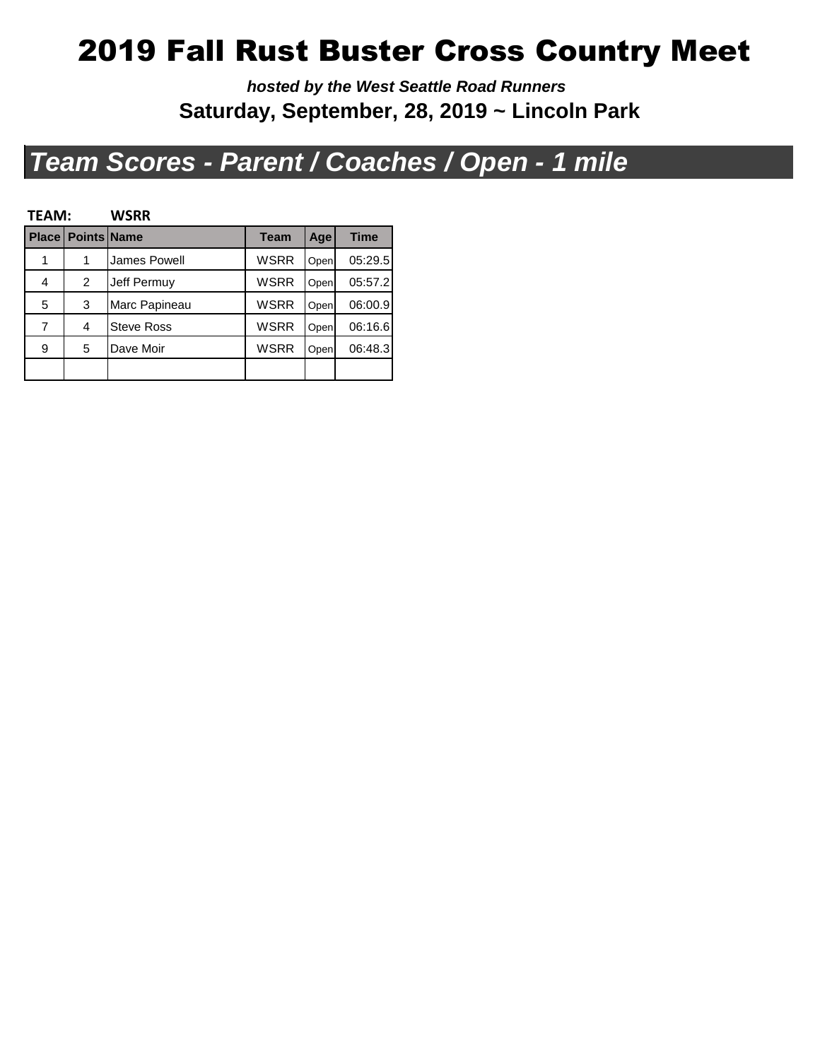# 2019 Fall Rust Buster Cross Country Meet

***hosted by the West Seattle Road Runners***

**Saturday, September, 28, 2019 ~ Lincoln Park**

## *Team Scores - Parent / Coaches / Open - 1 mile*

**TEAM: WSRR**

| Place | Points | Name | Team | Age | Time |
|---|---|---|---|---|---|
| 1 | 1 | James Powell | WSRR | Open | 05:29.5 |
| 4 | 2 | Jeff Permuy | WSRR | Open | 05:57.2 |
| 5 | 3 | Marc Papineau | WSRR | Open | 06:00.9 |
| 7 | 4 | Steve Ross | WSRR | Open | 06:16.6 |
| 9 | 5 | Dave Moir | WSRR | Open | 06:48.3 |
| | | | | | |